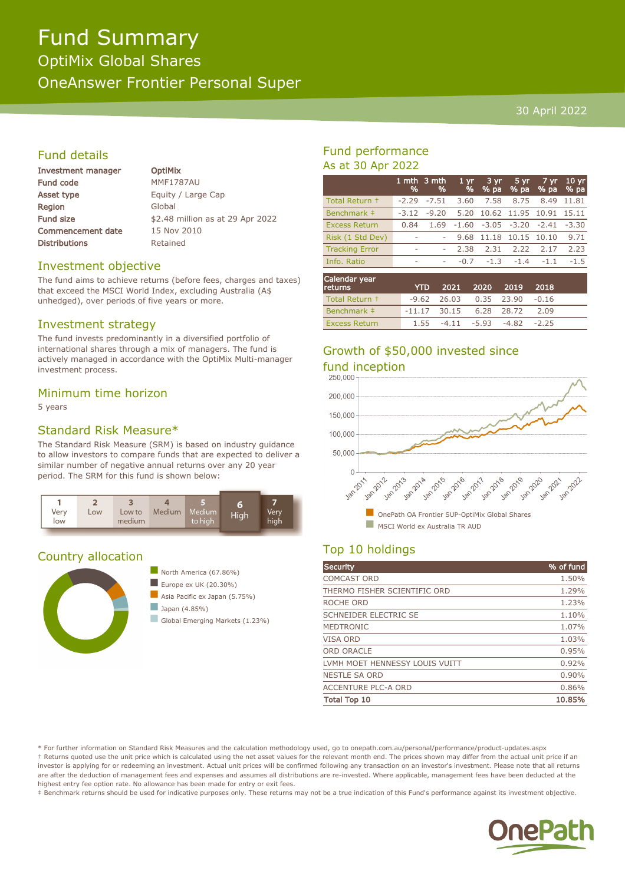# Fund Summary

## OptiMix Global Shares

## OneAnswer Frontier Personal Super

30 April 2022

## Fund details

| | |
|---|---|
| **Investment manager** | **OptiMix** |
| **Fund code** | MMF1787AU |
| **Asset type** | Equity / Large Cap |
| **Region** | Global |
| **Fund size** | $2.48 million as at 29 Apr 2022 |
| **Commencement date** | 15 Nov 2010 |
| **Distributions** | Retained |

## Investment objective

The fund aims to achieve returns (before fees, charges and taxes) that exceed the MSCI World Index, excluding Australia (A$ unhedged), over periods of five years or more.

## Investment strategy

The fund invests predominantly in a diversified portfolio of international shares through a mix of managers. The fund is actively managed in accordance with the OptiMix Multi-manager investment process.

## Minimum time horizon

5 years

## Standard Risk Measure*

The Standard Risk Measure (SRM) is based on industry guidance to allow investors to compare funds that are expected to deliver a similar number of negative annual returns over any 20 year period. The SRM for this fund is shown below:

| 1 Very low | 2 Low | 3 Low to medium | 4 Medium | 5 Medium to high | **6 High** | 7 Very high |
|---|---|---|---|---|---|---|

## Country allocation

- North America (67.86%)
- Europe ex UK (20.30%)
- Asia Pacific ex Japan (5.75%)
- Japan (4.85%)
- Global Emerging Markets (1.23%)

## Fund performance

As at 30 Apr 2022

| | 1 mth % | 3 mth % | 1 yr % | 3 yr % pa | 5 yr % pa | 7 yr % pa | 10 yr % pa |
|---|---|---|---|---|---|---|---|
| Total Return † | -2.29 | -7.51 | 3.60 | 7.58 | 8.75 | 8.49 | 11.81 |
| Benchmark ‡ | -3.12 | -9.20 | 5.20 | 10.62 | 11.95 | 10.91 | 15.11 |
| Excess Return | 0.84 | 1.69 | -1.60 | -3.05 | -3.20 | -2.41 | -3.30 |
| Risk (1 Std Dev) | - | - | 9.68 | 11.18 | 10.15 | 10.10 | 9.71 |
| Tracking Error | - | - | 2.38 | 2.31 | 2.22 | 2.17 | 2.23 |
| Info. Ratio | - | - | -0.7 | -1.3 | -1.4 | -1.1 | -1.5 |

| Calendar year returns | YTD | 2021 | 2020 | 2019 | 2018 |
|---|---|---|---|---|---|
| Total Return † | -9.62 | 26.03 | 0.35 | 23.90 | -0.16 |
| Benchmark ‡ | -11.17 | 30.15 | 6.28 | 28.72 | 2.09 |
| Excess Return | 1.55 | -4.11 | -5.93 | -4.82 | -2.25 |

## Growth of $50,000 invested since fund inception

- OnePath OA Frontier SUP-OptiMix Global Shares
- MSCI World ex Australia TR AUD

## Top 10 holdings

| Security | % of fund |
|---|---|
| COMCAST ORD | 1.50% |
| THERMO FISHER SCIENTIFIC ORD | 1.29% |
| ROCHE ORD | 1.23% |
| SCHNEIDER ELECTRIC SE | 1.10% |
| MEDTRONIC | 1.07% |
| VISA ORD | 1.03% |
| ORD ORACLE | 0.95% |
| LVMH MOET HENNESSY LOUIS VUITT | 0.92% |
| NESTLE SA ORD | 0.90% |
| ACCENTURE PLC-A ORD | 0.86% |
| **Total Top 10** | **10.85%** |

* For further information on Standard Risk Measures and the calculation methodology used, go to onepath.com.au/personal/performance/product-updates.aspx
† Returns quoted use the unit price which is calculated using the net asset values for the relevant month end. The prices shown may differ from the actual unit price if an investor is applying for or redeeming an investment. Actual unit prices will be confirmed following any transaction on an investor's investment. Please note that all returns are after the deduction of management fees and expenses and assumes all distributions are re-invested. Where applicable, management fees have been deducted at the highest entry fee option rate. No allowance has been made for entry or exit fees.
‡ Benchmark returns should be used for indicative purposes only. These returns may not be a true indication of this Fund's performance against its investment objective.

OnePath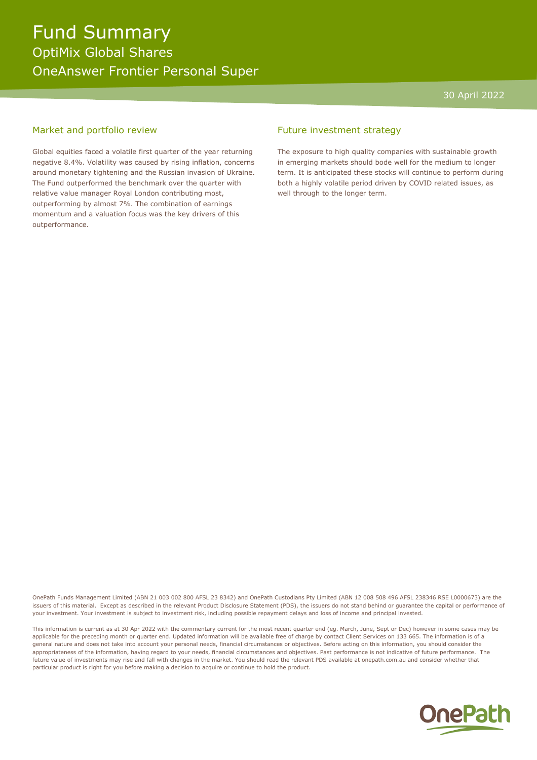# Fund Summary

## OptiMix Global Shares

## OneAnswer Frontier Personal Super

30 April 2022

### Market and portfolio review

Global equities faced a volatile first quarter of the year returning negative 8.4%. Volatility was caused by rising inflation, concerns around monetary tightening and the Russian invasion of Ukraine. The Fund outperformed the benchmark over the quarter with relative value manager Royal London contributing most, outperforming by almost 7%. The combination of earnings momentum and a valuation focus was the key drivers of this outperformance.

### Future investment strategy

The exposure to high quality companies with sustainable growth in emerging markets should bode well for the medium to longer term. It is anticipated these stocks will continue to perform during both a highly volatile period driven by COVID related issues, as well through to the longer term.

OnePath Funds Management Limited (ABN 21 003 002 800 AFSL 23 8342) and OnePath Custodians Pty Limited (ABN 12 008 508 496 AFSL 238346 RSE L0000673) are the issuers of this material. Except as described in the relevant Product Disclosure Statement (PDS), the issuers do not stand behind or guarantee the capital or performance of your investment. Your investment is subject to investment risk, including possible repayment delays and loss of income and principal invested.

This information is current as at 30 Apr 2022 with the commentary current for the most recent quarter end (eg. March, June, Sept or Dec) however in some cases may be applicable for the preceding month or quarter end. Updated information will be available free of charge by contact Client Services on 133 665. The information is of a general nature and does not take into account your personal needs, financial circumstances or objectives. Before acting on this information, you should consider the appropriateness of the information, having regard to your needs, financial circumstances and objectives. Past performance is not indicative of future performance. The future value of investments may rise and fall with changes in the market. You should read the relevant PDS available at onepath.com.au and consider whether that particular product is right for you before making a decision to acquire or continue to hold the product.

OnePath